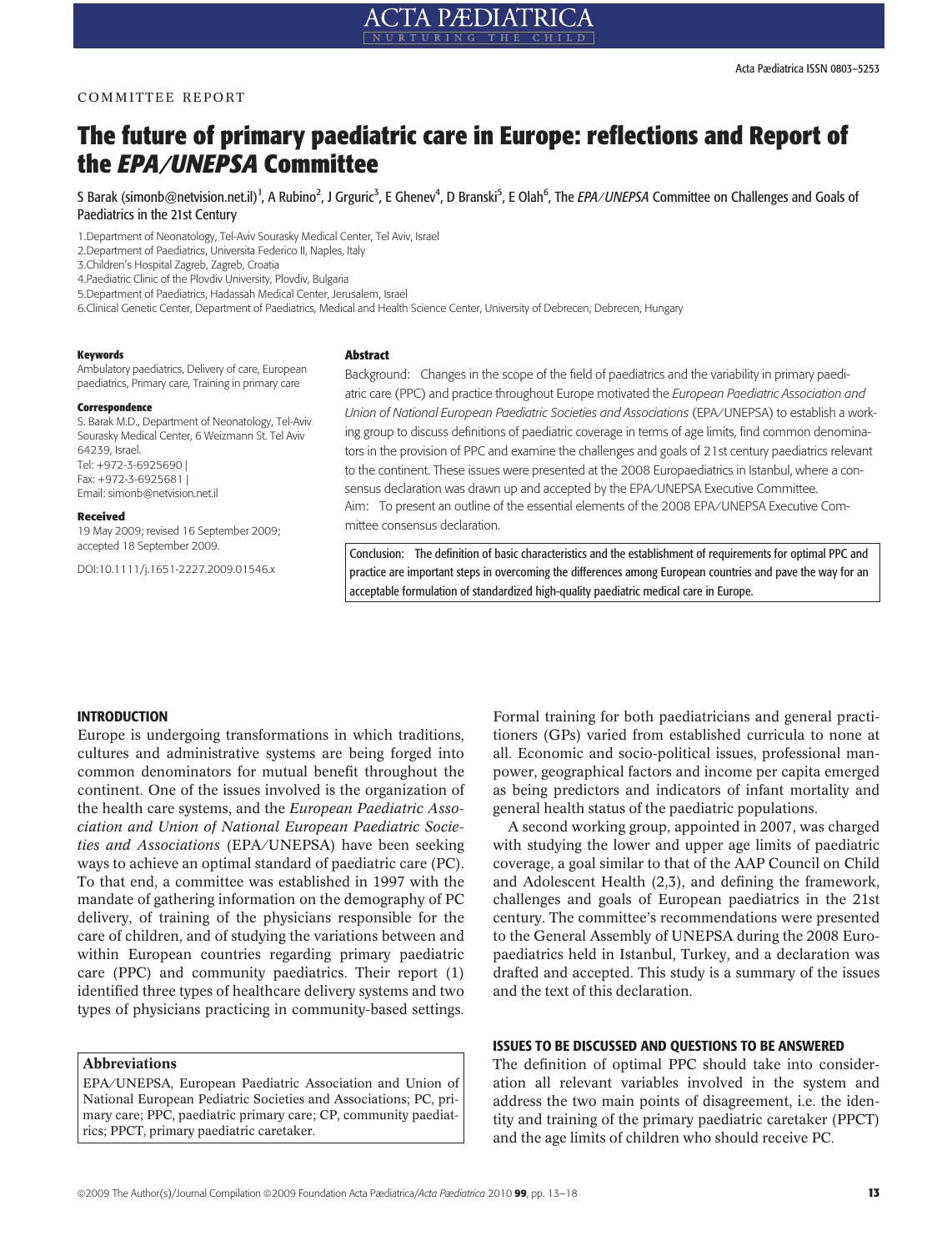COMMITTEE REPORT

# The future of primary paediatric care in Europe: reflections and Report of the *EPA/UNEPSA* Committee

S Barak (simonb@netvision.net.il)[1], A Rubino[2], J Grguric[3], E Ghenev[4], D Branski[5], E Olah[6], The *EPA/UNEPSA* Committee on Challenges and Goals of Paediatrics in the 21st Century

1.Department of Neonatology, Tel-Aviv Sourasky Medical Center, Tel Aviv, Israel
2.Department of Paediatrics, Universita Federico II, Naples, Italy
3.Children's Hospital Zagreb, Zagreb, Croatia
4.Paediatric Clinic of the Plovdiv University, Plovdiv, Bulgaria
5.Department of Paediatrics, Hadassah Medical Center, Jerusalem, Israel
6.Clinical Genetic Center, Department of Paediatrics, Medical and Health Science Center, University of Debrecen, Debrecen, Hungary

**Keywords**
Ambulatory paediatrics, Delivery of care, European paediatrics, Primary care, Training in primary care

**Correspondence**
S. Barak M.D., Department of Neonatology, Tel-Aviv Sourasky Medical Center, 6 Weizmann St. Tel Aviv 64239, Israel.
Tel: +972-3-6925690 |
Fax: +972-3-6925681 |
Email: simonb@netvision.net.il

**Received**
19 May 2009; revised 16 September 2009; accepted 18 September 2009.

DOI:10.1111/j.1651-2227.2009.01546.x

## Abstract

Background: Changes in the scope of the field of paediatrics and the variability in primary paediatric care (PPC) and practice throughout Europe motivated the *European Paediatric Association and Union of National European Paediatric Societies and Associations* (EPA/UNEPSA) to establish a working group to discuss definitions of paediatric coverage in terms of age limits, find common denominators in the provision of PPC and examine the challenges and goals of 21st century paediatrics relevant to the continent. These issues were presented at the 2008 Europaediatrics in Istanbul, where a consensus declaration was drawn up and accepted by the EPA/UNEPSA Executive Committee.
Aim: To present an outline of the essential elements of the 2008 EPA/UNEPSA Executive Committee consensus declaration.

Conclusion: The definition of basic characteristics and the establishment of requirements for optimal PPC and practice are important steps in overcoming the differences among European countries and pave the way for an acceptable formulation of standardized high-quality paediatric medical care in Europe.

## INTRODUCTION

Europe is undergoing transformations in which traditions, cultures and administrative systems are being forged into common denominators for mutual benefit throughout the continent. One of the issues involved is the organization of the health care systems, and the *European Paediatric Association and Union of National European Paediatric Societies and Associations* (EPA/UNEPSA) have been seeking ways to achieve an optimal standard of paediatric care (PC). To that end, a committee was established in 1997 with the mandate of gathering information on the demography of PC delivery, of training of the physicians responsible for the care of children, and of studying the variations between and within European countries regarding primary paediatric care (PPC) and community paediatrics. Their report (1) identified three types of healthcare delivery systems and two types of physicians practicing in community-based settings. Formal training for both paediatricians and general practitioners (GPs) varied from established curricula to none at all. Economic and socio-political issues, professional manpower, geographical factors and income per capita emerged as being predictors and indicators of infant mortality and general health status of the paediatric populations.

A second working group, appointed in 2007, was charged with studying the lower and upper age limits of paediatric coverage, a goal similar to that of the AAP Council on Child and Adolescent Health (2,3), and defining the framework, challenges and goals of European paediatrics in the 21st century. The committee's recommendations were presented to the General Assembly of UNEPSA during the 2008 Europaediatrics held in Istanbul, Turkey, and a declaration was drafted and accepted. This study is a summary of the issues and the text of this declaration.

**Abbreviations**
EPA/UNEPSA, European Paediatric Association and Union of National European Pediatric Societies and Associations; PC, primary care; PPC, paediatric primary care; CP, community paediatrics; PPCT, primary paediatric caretaker.

## ISSUES TO BE DISCUSSED AND QUESTIONS TO BE ANSWERED

The definition of optimal PPC should take into consideration all relevant variables involved in the system and address the two main points of disagreement, i.e. the identity and training of the primary paediatric caretaker (PPCT) and the age limits of children who should receive PC.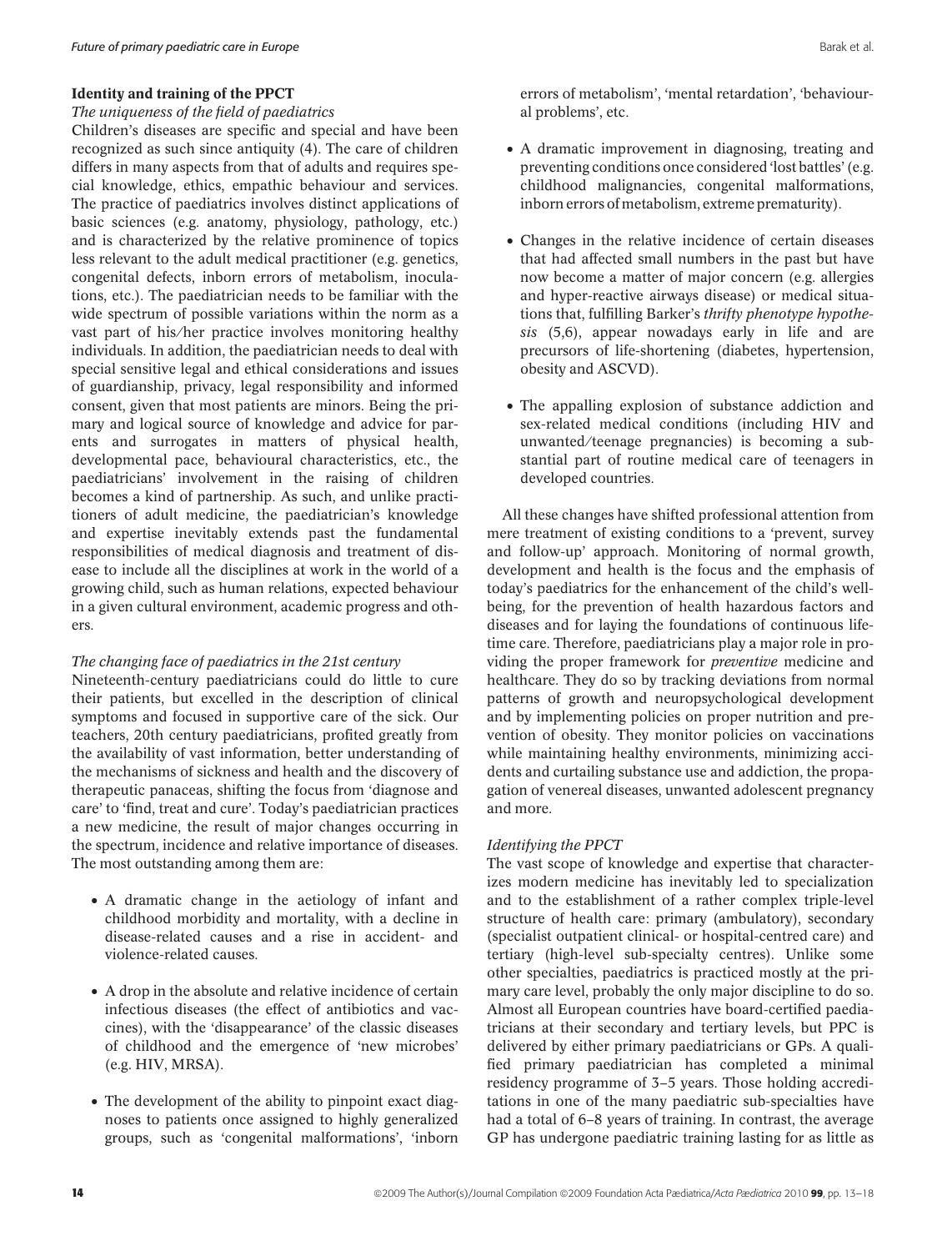## Identity and training of the PPCT

### *The uniqueness of the field of paediatrics*

Children's diseases are specific and special and have been recognized as such since antiquity (4). The care of children differs in many aspects from that of adults and requires special knowledge, ethics, empathic behaviour and services. The practice of paediatrics involves distinct applications of basic sciences (e.g. anatomy, physiology, pathology, etc.) and is characterized by the relative prominence of topics less relevant to the adult medical practitioner (e.g. genetics, congenital defects, inborn errors of metabolism, inoculations, etc.). The paediatrician needs to be familiar with the wide spectrum of possible variations within the norm as a vast part of his/her practice involves monitoring healthy individuals. In addition, the paediatrician needs to deal with special sensitive legal and ethical considerations and issues of guardianship, privacy, legal responsibility and informed consent, given that most patients are minors. Being the primary and logical source of knowledge and advice for parents and surrogates in matters of physical health, developmental pace, behavioural characteristics, etc., the paediatricians' involvement in the raising of children becomes a kind of partnership. As such, and unlike practitioners of adult medicine, the paediatrician's knowledge and expertise inevitably extends past the fundamental responsibilities of medical diagnosis and treatment of disease to include all the disciplines at work in the world of a growing child, such as human relations, expected behaviour in a given cultural environment, academic progress and others.

### *The changing face of paediatrics in the 21st century*

Nineteenth-century paediatricians could do little to cure their patients, but excelled in the description of clinical symptoms and focused in supportive care of the sick. Our teachers, 20th century paediatricians, profited greatly from the availability of vast information, better understanding of the mechanisms of sickness and health and the discovery of therapeutic panaceas, shifting the focus from 'diagnose and care' to 'find, treat and cure'. Today's paediatrician practices a new medicine, the result of major changes occurring in the spectrum, incidence and relative importance of diseases. The most outstanding among them are:

- A dramatic change in the aetiology of infant and childhood morbidity and mortality, with a decline in disease-related causes and a rise in accident- and violence-related causes.
- A drop in the absolute and relative incidence of certain infectious diseases (the effect of antibiotics and vaccines), with the 'disappearance' of the classic diseases of childhood and the emergence of 'new microbes' (e.g. HIV, MRSA).
- The development of the ability to pinpoint exact diagnoses to patients once assigned to highly generalized groups, such as 'congenital malformations', 'inborn errors of metabolism', 'mental retardation', 'behavioural problems', etc.
- A dramatic improvement in diagnosing, treating and preventing conditions once considered 'lost battles' (e.g. childhood malignancies, congenital malformations, inborn errors of metabolism, extreme prematurity).
- Changes in the relative incidence of certain diseases that had affected small numbers in the past but have now become a matter of major concern (e.g. allergies and hyper-reactive airways disease) or medical situations that, fulfilling Barker's *thrifty phenotype hypothesis* (5,6), appear nowadays early in life and are precursors of life-shortening (diabetes, hypertension, obesity and ASCVD).
- The appalling explosion of substance addiction and sex-related medical conditions (including HIV and unwanted/teenage pregnancies) is becoming a substantial part of routine medical care of teenagers in developed countries.

All these changes have shifted professional attention from mere treatment of existing conditions to a 'prevent, survey and follow-up' approach. Monitoring of normal growth, development and health is the focus and the emphasis of today's paediatrics for the enhancement of the child's well-being, for the prevention of health hazardous factors and diseases and for laying the foundations of continuous lifetime care. Therefore, paediatricians play a major role in providing the proper framework for *preventive* medicine and healthcare. They do so by tracking deviations from normal patterns of growth and neuropsychological development and by implementing policies on proper nutrition and prevention of obesity. They monitor policies on vaccinations while maintaining healthy environments, minimizing accidents and curtailing substance use and addiction, the propagation of venereal diseases, unwanted adolescent pregnancy and more.

### *Identifying the PPCT*

The vast scope of knowledge and expertise that characterizes modern medicine has inevitably led to specialization and to the establishment of a rather complex triple-level structure of health care: primary (ambulatory), secondary (specialist outpatient clinical- or hospital-centred care) and tertiary (high-level sub-specialty centres). Unlike some other specialties, paediatrics is practiced mostly at the primary care level, probably the only major discipline to do so. Almost all European countries have board-certified paediatricians at their secondary and tertiary levels, but PPC is delivered by either primary paediatricians or GPs. A qualified primary paediatrician has completed a minimal residency programme of 3–5 years. Those holding accreditations in one of the many paediatric sub-specialties have had a total of 6–8 years of training. In contrast, the average GP has undergone paediatric training lasting for as little as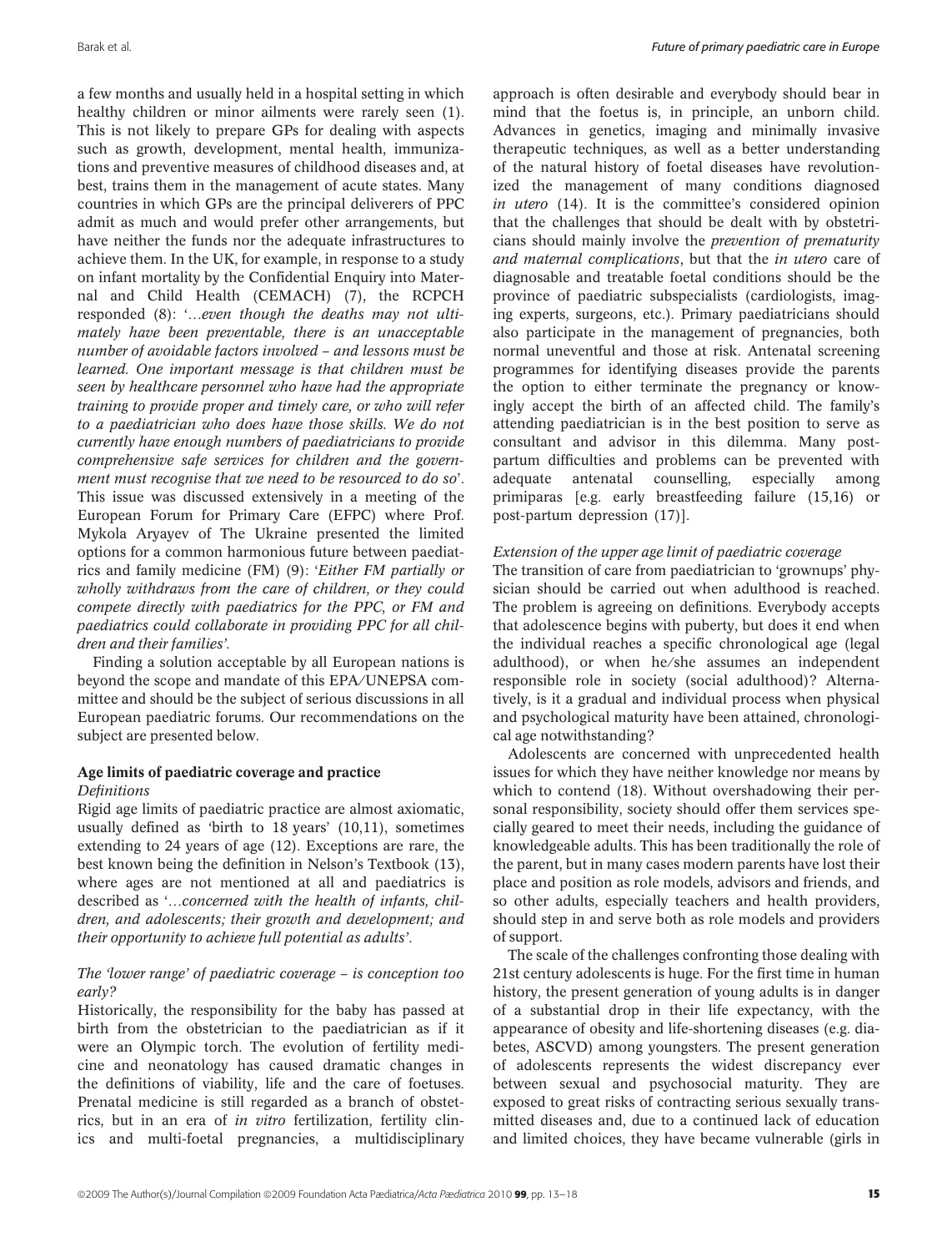a few months and usually held in a hospital setting in which healthy children or minor ailments were rarely seen (1). This is not likely to prepare GPs for dealing with aspects such as growth, development, mental health, immunizations and preventive measures of childhood diseases and, at best, trains them in the management of acute states. Many countries in which GPs are the principal deliverers of PPC admit as much and would prefer other arrangements, but have neither the funds nor the adequate infrastructures to achieve them. In the UK, for example, in response to a study on infant mortality by the Confidential Enquiry into Maternal and Child Health (CEMACH) (7), the RCPCH responded (8): '*…even though the deaths may not ultimately have been preventable, there is an unacceptable number of avoidable factors involved – and lessons must be learned. One important message is that children must be seen by healthcare personnel who have had the appropriate training to provide proper and timely care, or who will refer to a paediatrician who does have those skills. We do not currently have enough numbers of paediatricians to provide comprehensive safe services for children and the government must recognise that we need to be resourced to do so*'. This issue was discussed extensively in a meeting of the European Forum for Primary Care (EFPC) where Prof. Mykola Aryayev of The Ukraine presented the limited options for a common harmonious future between paediatrics and family medicine (FM) (9): '*Either FM partially or wholly withdraws from the care of children, or they could compete directly with paediatrics for the PPC, or FM and paediatrics could collaborate in providing PPC for all children and their families*'.

Finding a solution acceptable by all European nations is beyond the scope and mandate of this EPA/UNEPSA committee and should be the subject of serious discussions in all European paediatric forums. Our recommendations on the subject are presented below.

## Age limits of paediatric coverage and practice

### *Definitions*

Rigid age limits of paediatric practice are almost axiomatic, usually defined as 'birth to 18 years' (10,11), sometimes extending to 24 years of age (12). Exceptions are rare, the best known being the definition in Nelson's Textbook (13), where ages are not mentioned at all and paediatrics is described as '*…concerned with the health of infants, children, and adolescents; their growth and development; and their opportunity to achieve full potential as adults*'.

### *The 'lower range' of paediatric coverage – is conception too early?*

Historically, the responsibility for the baby has passed at birth from the obstetrician to the paediatrician as if it were an Olympic torch. The evolution of fertility medicine and neonatology has caused dramatic changes in the definitions of viability, life and the care of foetuses. Prenatal medicine is still regarded as a branch of obstetrics, but in an era of *in vitro* fertilization, fertility clinics and multi-foetal pregnancies, a multidisciplinary approach is often desirable and everybody should bear in mind that the foetus is, in principle, an unborn child. Advances in genetics, imaging and minimally invasive therapeutic techniques, as well as a better understanding of the natural history of foetal diseases have revolutionized the management of many conditions diagnosed *in utero* (14). It is the committee's considered opinion that the challenges that should be dealt with by obstetricians should mainly involve the *prevention of prematurity and maternal complications*, but that the *in utero* care of diagnosable and treatable foetal conditions should be the province of paediatric subspecialists (cardiologists, imaging experts, surgeons, etc.). Primary paediatricians should also participate in the management of pregnancies, both normal uneventful and those at risk. Antenatal screening programmes for identifying diseases provide the parents the option to either terminate the pregnancy or knowingly accept the birth of an affected child. The family's attending paediatrician is in the best position to serve as consultant and advisor in this dilemma. Many post-partum difficulties and problems can be prevented with adequate antenatal counselling, especially among primiparas [e.g. early breastfeeding failure (15,16) or post-partum depression (17)].

### *Extension of the upper age limit of paediatric coverage*

The transition of care from paediatrician to 'grownups' physician should be carried out when adulthood is reached. The problem is agreeing on definitions. Everybody accepts that adolescence begins with puberty, but does it end when the individual reaches a specific chronological age (legal adulthood), or when he/she assumes an independent responsible role in society (social adulthood)? Alternatively, is it a gradual and individual process when physical and psychological maturity have been attained, chronological age notwithstanding?

Adolescents are concerned with unprecedented health issues for which they have neither knowledge nor means by which to contend (18). Without overshadowing their personal responsibility, society should offer them services specially geared to meet their needs, including the guidance of knowledgeable adults. This has been traditionally the role of the parent, but in many cases modern parents have lost their place and position as role models, advisors and friends, and so other adults, especially teachers and health providers, should step in and serve both as role models and providers of support.

The scale of the challenges confronting those dealing with 21st century adolescents is huge. For the first time in human history, the present generation of young adults is in danger of a substantial drop in their life expectancy, with the appearance of obesity and life-shortening diseases (e.g. diabetes, ASCVD) among youngsters. The present generation of adolescents represents the widest discrepancy ever between sexual and psychosocial maturity. They are exposed to great risks of contracting serious sexually transmitted diseases and, due to a continued lack of education and limited choices, they have became vulnerable (girls in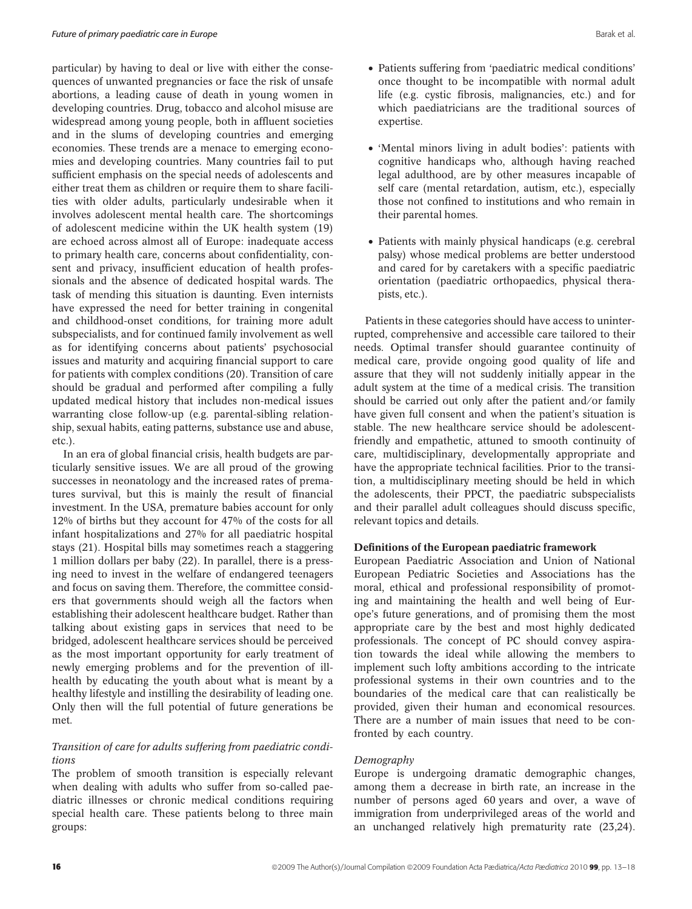particular) by having to deal or live with either the consequences of unwanted pregnancies or face the risk of unsafe abortions, a leading cause of death in young women in developing countries. Drug, tobacco and alcohol misuse are widespread among young people, both in affluent societies and in the slums of developing countries and emerging economies. These trends are a menace to emerging economies and developing countries. Many countries fail to put sufficient emphasis on the special needs of adolescents and either treat them as children or require them to share facilities with older adults, particularly undesirable when it involves adolescent mental health care. The shortcomings of adolescent medicine within the UK health system (19) are echoed across almost all of Europe: inadequate access to primary health care, concerns about confidentiality, consent and privacy, insufficient education of health professionals and the absence of dedicated hospital wards. The task of mending this situation is daunting. Even internists have expressed the need for better training in congenital and childhood-onset conditions, for training more adult subspecialists, and for continued family involvement as well as for identifying concerns about patients' psychosocial issues and maturity and acquiring financial support to care for patients with complex conditions (20). Transition of care should be gradual and performed after compiling a fully updated medical history that includes non-medical issues warranting close follow-up (e.g. parental-sibling relationship, sexual habits, eating patterns, substance use and abuse, etc.).

In an era of global financial crisis, health budgets are particularly sensitive issues. We are all proud of the growing successes in neonatology and the increased rates of prematures survival, but this is mainly the result of financial investment. In the USA, premature babies account for only 12% of births but they account for 47% of the costs for all infant hospitalizations and 27% for all paediatric hospital stays (21). Hospital bills may sometimes reach a staggering 1 million dollars per baby (22). In parallel, there is a pressing need to invest in the welfare of endangered teenagers and focus on saving them. Therefore, the committee considers that governments should weigh all the factors when establishing their adolescent healthcare budget. Rather than talking about existing gaps in services that need to be bridged, adolescent healthcare services should be perceived as the most important opportunity for early treatment of newly emerging problems and for the prevention of ill-health by educating the youth about what is meant by a healthy lifestyle and instilling the desirability of leading one. Only then will the full potential of future generations be met.

### *Transition of care for adults suffering from paediatric conditions*

The problem of smooth transition is especially relevant when dealing with adults who suffer from so-called paediatric illnesses or chronic medical conditions requiring special health care. These patients belong to three main groups:

- Patients suffering from 'paediatric medical conditions' once thought to be incompatible with normal adult life (e.g. cystic fibrosis, malignancies, etc.) and for which paediatricians are the traditional sources of expertise.
- 'Mental minors living in adult bodies': patients with cognitive handicaps who, although having reached legal adulthood, are by other measures incapable of self care (mental retardation, autism, etc.), especially those not confined to institutions and who remain in their parental homes.
- Patients with mainly physical handicaps (e.g. cerebral palsy) whose medical problems are better understood and cared for by caretakers with a specific paediatric orientation (paediatric orthopaedics, physical therapists, etc.).

Patients in these categories should have access to uninterrupted, comprehensive and accessible care tailored to their needs. Optimal transfer should guarantee continuity of medical care, provide ongoing good quality of life and assure that they will not suddenly initially appear in the adult system at the time of a medical crisis. The transition should be carried out only after the patient and/or family have given full consent and when the patient's situation is stable. The new healthcare service should be adolescent-friendly and empathetic, attuned to smooth continuity of care, multidisciplinary, developmentally appropriate and have the appropriate technical facilities. Prior to the transition, a multidisciplinary meeting should be held in which the adolescents, their PPCT, the paediatric subspecialists and their parallel adult colleagues should discuss specific, relevant topics and details.

## Definitions of the European paediatric framework

European Paediatric Association and Union of National European Pediatric Societies and Associations has the moral, ethical and professional responsibility of promoting and maintaining the health and well being of Europe's future generations, and of promising them the most appropriate care by the best and most highly dedicated professionals. The concept of PC should convey aspiration towards the ideal while allowing the members to implement such lofty ambitions according to the intricate professional systems in their own countries and to the boundaries of the medical care that can realistically be provided, given their human and economical resources. There are a number of main issues that need to be confronted by each country.

### *Demography*

Europe is undergoing dramatic demographic changes, among them a decrease in birth rate, an increase in the number of persons aged 60 years and over, a wave of immigration from underprivileged areas of the world and an unchanged relatively high prematurity rate (23,24).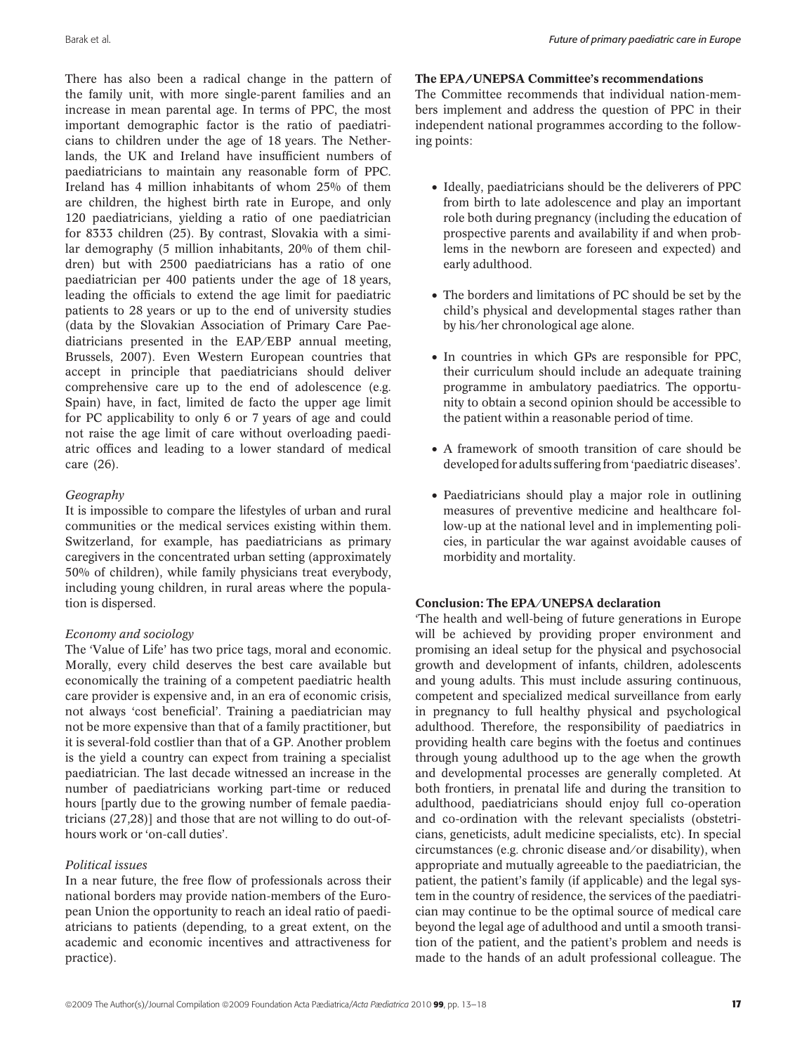There has also been a radical change in the pattern of the family unit, with more single-parent families and an increase in mean parental age. In terms of PPC, the most important demographic factor is the ratio of paediatricians to children under the age of 18 years. The Netherlands, the UK and Ireland have insufficient numbers of paediatricians to maintain any reasonable form of PPC. Ireland has 4 million inhabitants of whom 25% of them are children, the highest birth rate in Europe, and only 120 paediatricians, yielding a ratio of one paediatrician for 8333 children (25). By contrast, Slovakia with a similar demography (5 million inhabitants, 20% of them children) but with 2500 paediatricians has a ratio of one paediatrician per 400 patients under the age of 18 years, leading the officials to extend the age limit for paediatric patients to 28 years or up to the end of university studies (data by the Slovakian Association of Primary Care Paediatricians presented in the EAP/EBP annual meeting, Brussels, 2007). Even Western European countries that accept in principle that paediatricians should deliver comprehensive care up to the end of adolescence (e.g. Spain) have, in fact, limited de facto the upper age limit for PC applicability to only 6 or 7 years of age and could not raise the age limit of care without overloading paediatric offices and leading to a lower standard of medical care (26).

*Geography*

It is impossible to compare the lifestyles of urban and rural communities or the medical services existing within them. Switzerland, for example, has paediatricians as primary caregivers in the concentrated urban setting (approximately 50% of children), while family physicians treat everybody, including young children, in rural areas where the population is dispersed.

*Economy and sociology*

The 'Value of Life' has two price tags, moral and economic. Morally, every child deserves the best care available but economically the training of a competent paediatric health care provider is expensive and, in an era of economic crisis, not always 'cost beneficial'. Training a paediatrician may not be more expensive than that of a family practitioner, but it is several-fold costlier than that of a GP. Another problem is the yield a country can expect from training a specialist paediatrician. The last decade witnessed an increase in the number of paediatricians working part-time or reduced hours [partly due to the growing number of female paediatricians (27,28)] and those that are not willing to do out-of-hours work or 'on-call duties'.

*Political issues*

In a near future, the free flow of professionals across their national borders may provide nation-members of the European Union the opportunity to reach an ideal ratio of paediatricians to patients (depending, to a great extent, on the academic and economic incentives and attractiveness for practice).

**The EPA/UNEPSA Committee's recommendations**

The Committee recommends that individual nation-members implement and address the question of PPC in their independent national programmes according to the following points:

- Ideally, paediatricians should be the deliverers of PPC from birth to late adolescence and play an important role both during pregnancy (including the education of prospective parents and availability if and when problems in the newborn are foreseen and expected) and early adulthood.
- The borders and limitations of PC should be set by the child's physical and developmental stages rather than by his/her chronological age alone.
- In countries in which GPs are responsible for PPC, their curriculum should include an adequate training programme in ambulatory paediatrics. The opportunity to obtain a second opinion should be accessible to the patient within a reasonable period of time.
- A framework of smooth transition of care should be developed for adults suffering from 'paediatric diseases'.
- Paediatricians should play a major role in outlining measures of preventive medicine and healthcare follow-up at the national level and in implementing policies, in particular the war against avoidable causes of morbidity and mortality.

**Conclusion: The EPA/UNEPSA declaration**

'The health and well-being of future generations in Europe will be achieved by providing proper environment and promising an ideal setup for the physical and psychosocial growth and development of infants, children, adolescents and young adults. This must include assuring continuous, competent and specialized medical surveillance from early in pregnancy to full healthy physical and psychological adulthood. Therefore, the responsibility of paediatrics in providing health care begins with the foetus and continues through young adulthood up to the age when the growth and developmental processes are generally completed. At both frontiers, in prenatal life and during the transition to adulthood, paediatricians should enjoy full co-operation and co-ordination with the relevant specialists (obstetricians, geneticists, adult medicine specialists, etc). In special circumstances (e.g. chronic disease and/or disability), when appropriate and mutually agreeable to the paediatrician, the patient, the patient's family (if applicable) and the legal system in the country of residence, the services of the paediatrician may continue to be the optimal source of medical care beyond the legal age of adulthood and until a smooth transition of the patient, and the patient's problem and needs is made to the hands of an adult professional colleague. The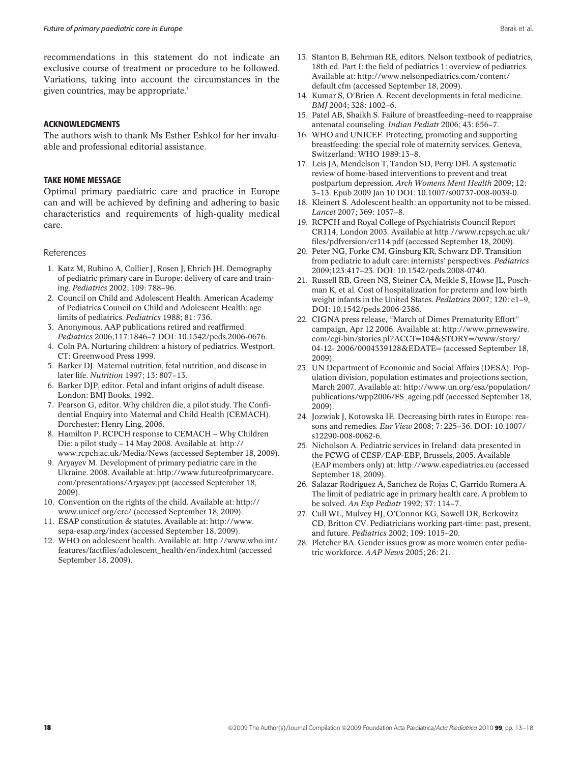recommendations in this statement do not indicate an exclusive course of treatment or procedure to be followed. Variations, taking into account the circumstances in the given countries, may be appropriate.'

## ACKNOWLEDGMENTS

The authors wish to thank Ms Esther Eshkol for her invaluable and professional editorial assistance.

## TAKE HOME MESSAGE

Optimal primary paediatric care and practice in Europe can and will be achieved by defining and adhering to basic characteristics and requirements of high-quality medical care.

## References

1. Katz M, Rubino A, Collier J, Rosen J, Ehrich JH. Demography of pediatric primary care in Europe: delivery of care and training. *Pediatrics* 2002; 109: 788–96.
2. Council on Child and Adolescent Health. American Academy of Pediatrics Council on Child and Adolescent Health: age limits of pediatrics. *Pediatrics* 1988; 81: 736.
3. Anonymous. AAP publications retired and reaffirmed. *Pediatrics* 2006;117:1846–7 DOI: 10.1542/peds.2006-0676.
4. Coln PA. Nurturing children: a history of pediatrics. Westport, CT: Greenwood Press 1999.
5. Barker DJ. Maternal nutrition, fetal nutrition, and disease in later life. *Nutrition* 1997; 13: 807–13.
6. Barker DJP, editor. Fetal and infant origins of adult disease. London: BMJ Books, 1992.
7. Pearson G, editor. Why children die, a pilot study. The Confidential Enquiry into Maternal and Child Health (CEMACH). Dorchester: Henry Ling, 2006.
8. Hamilton P. RCPCH response to CEMACH – Why Children Die: a pilot study – 14 May 2008. Available at: http://www.rcpch.ac.uk/Media/News (accessed September 18, 2009).
9. Aryayev M. Development of primary pediatric care in the Ukraine. 2008. Available at: http://www.futureofprimarycare.com/presentations/Aryayev.ppt (accessed September 18, 2009).
10. Convention on the rights of the child. Available at: http://www.unicef.org/crc/ (accessed September 18, 2009).
11. ESAP constitution & statutes. Available at: http://www.sepa-esap.org/index (accessed September 18, 2009).
12. WHO on adolescent health. Available at: http://www.who.int/features/factfiles/adolescent_health/en/index.html (accessed September 18, 2009).
13. Stanton B, Behrman RE, editors. Nelson textbook of pediatrics, 18th ed. Part I: the field of pediatrics 1: overview of pediatrics. Available at: http://www.nelsonpediatrics.com/content/default.cfm (accessed September 18, 2009).
14. Kumar S, O'Brien A. Recent developments in fetal medicine. *BMJ* 2004; 328: 1002–6.
15. Patel AB, Shaikh S. Failure of breastfeeding–need to reappraise antenatal counseling. *Indian Pediatr* 2006; 43: 656–7.
16. WHO and UNICEF. Protecting, promoting and supporting breastfeeding: the special role of maternity services. Geneva, Switzerland: WHO 1989:13–8.
17. Leis JA, Mendelson T, Tandon SD, Perry DFl. A systematic review of home-based interventions to prevent and treat postpartum depression. *Arch Womens Ment Health* 2009; 12: 3–13. Epub 2009 Jan 10 DOI: 10.1007/s00737-008-0039-0.
18. Kleinert S. Adolescent health: an opportunity not to be missed. *Lancet* 2007; 369: 1057–8.
19. RCPCH and Royal College of Psychiatrists Council Report CR114, London 2003. Available at http://www.rcpsych.ac.uk/files/pdfversion/cr114.pdf (accessed September 18, 2009).
20. Peter NG, Forke CM, Ginsburg KR, Schwarz DF. Transition from pediatric to adult care: internists' perspectives. *Pediatrics* 2009;123:417–23. DOI: 10.1542/peds.2008-0740.
21. Russell RB, Green NS, Steiner CA, Meikle S, Howse JL, Poschman K, et al. Cost of hospitalization for preterm and low birth weight infants in the United States. *Pediatrics* 2007; 120: e1–9, DOI: 10.1542/peds.2006-2386.
22. CIGNA press release, ''March of Dimes Prematurity Effort'' campaign, Apr 12 2006. Available at: http://www.prnewswire.com/cgi-bin/stories.pl?ACCT=104&STORY=/www/story/04-12- 2006/0004339128&EDATE= (accessed September 18, 2009).
23. UN Department of Economic and Social Affairs (DESA). Population division, population estimates and projections section, March 2007. Available at: http://www.un.org/esa/population/publications/wpp2006/FS_ageing.pdf (accessed September 18, 2009).
24. Jozwiak J, Kotowska IE. Decreasing birth rates in Europe: reasons and remedies. *Eur View* 2008; 7: 225–36. DOI: 10.1007/s12290-008-0062-6.
25. Nicholson A. Pediatric services in Ireland: data presented in the PCWG of CESP/EAP-EBP, Brussels, 2005. Available (EAP members only) at: http://www.eapediatrics.eu (accessed September 18, 2009).
26. Salazar Rodriguez A, Sanchez de Rojas C, Garrido Romera A. The limit of pediatric age in primary health care. A problem to be solved. *An Esp Pediatr* 1992; 37: 114–7.
27. Cull WL, Mulvey HJ, O'Connor KG, Sowell DR, Berkowitz CD, Britton CV. Pediatricians working part-time: past, present, and future. *Pediatrics* 2002; 109: 1015–20.
28. Pletcher BA. Gender issues grow as more women enter pediatric workforce. *AAP News* 2005; 26: 21.